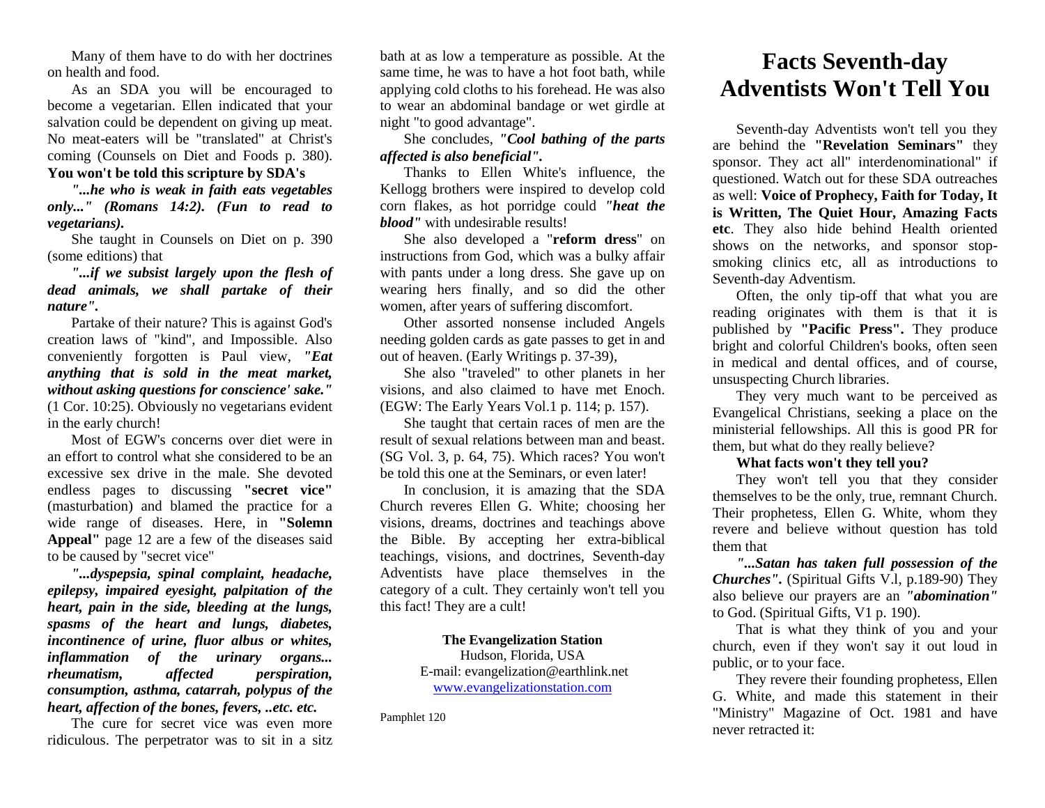Many of them have to do with her doctrines on health and food.

As an SDA you will be encouraged to become a vegetarian. Ellen indicated that your salvation could be dependent on giving up meat. No meat-eaters will be "translated" at Christ's coming (Counsels on Diet and Foods p. 380). **You won't be told this scripture by SDA's**

***"...he who is weak in faith eats vegetables only..." (Romans 14:2). (Fun to read to vegetarians).***

She taught in Counsels on Diet on p. 390 (some editions) that

***"...if we subsist largely upon the flesh of dead animals, we shall partake of their nature".***

Partake of their nature? This is against God's creation laws of "kind", and Impossible. Also conveniently forgotten is Paul view, ***"Eat anything that is sold in the meat market, without asking questions for conscience' sake."*** (1 Cor. 10:25). Obviously no vegetarians evident in the early church!

Most of EGW's concerns over diet were in an effort to control what she considered to be an excessive sex drive in the male. She devoted endless pages to discussing **"secret vice"** (masturbation) and blamed the practice for a wide range of diseases. Here, in **"Solemn Appeal"** page 12 are a few of the diseases said to be caused by "secret vice"

***"...dyspepsia, spinal complaint, headache, epilepsy, impaired eyesight, palpitation of the heart, pain in the side, bleeding at the lungs, spasms of the heart and lungs, diabetes, incontinence of urine, fluor albus or whites, inflammation of the urinary organs... rheumatism, affected perspiration, consumption, asthma, catarrah, polypus of the heart, affection of the bones, fevers, ..etc. etc.***

The cure for secret vice was even more ridiculous. The perpetrator was to sit in a sitz bath at as low a temperature as possible. At the same time, he was to have a hot foot bath, while applying cold cloths to his forehead. He was also to wear an abdominal bandage or wet girdle at night "to good advantage".

She concludes, ***"Cool bathing of the parts affected is also beneficial".***

Thanks to Ellen White's influence, the Kellogg brothers were inspired to develop cold corn flakes, as hot porridge could ***"heat the blood"*** with undesirable results!

She also developed a "**reform dress**" on instructions from God, which was a bulky affair with pants under a long dress. She gave up on wearing hers finally, and so did the other women, after years of suffering discomfort.

Other assorted nonsense included Angels needing golden cards as gate passes to get in and out of heaven. (Early Writings p. 37-39),

She also "traveled" to other planets in her visions, and also claimed to have met Enoch. (EGW: The Early Years Vol.1 p. 114; p. 157).

She taught that certain races of men are the result of sexual relations between man and beast. (SG Vol. 3, p. 64, 75). Which races? You won't be told this one at the Seminars, or even later!

In conclusion, it is amazing that the SDA Church reveres Ellen G. White; choosing her visions, dreams, doctrines and teachings above the Bible. By accepting her extra-biblical teachings, visions, and doctrines, Seventh-day Adventists have place themselves in the category of a cult. They certainly won't tell you this fact! They are a cult!

**The Evangelization Station**
Hudson, Florida, USA
E-mail: evangelization@earthlink.net
www.evangelizationstation.com

Pamphlet 120

# Facts Seventh-day Adventists Won't Tell You

Seventh-day Adventists won't tell you they are behind the **"Revelation Seminars"** they sponsor. They act all" interdenominational" if questioned. Watch out for these SDA outreaches as well: **Voice of Prophecy, Faith for Today, It is Written, The Quiet Hour, Amazing Facts etc**. They also hide behind Health oriented shows on the networks, and sponsor stop-smoking clinics etc, all as introductions to Seventh-day Adventism.

Often, the only tip-off that what you are reading originates with them is that it is published by **"Pacific Press".** They produce bright and colorful Children's books, often seen in medical and dental offices, and of course, unsuspecting Church libraries.

They very much want to be perceived as Evangelical Christians, seeking a place on the ministerial fellowships. All this is good PR for them, but what do they really believe?

**What facts won't they tell you?**

They won't tell you that they consider themselves to be the only, true, remnant Church. Their prophetess, Ellen G. White, whom they revere and believe without question has told them that

***"...Satan has taken full possession of the Churches".*** (Spiritual Gifts V.l, p.189-90) They also believe our prayers are an ***"abomination"*** to God. (Spiritual Gifts, V1 p. 190).

That is what they think of you and your church, even if they won't say it out loud in public, or to your face.

They revere their founding prophetess, Ellen G. White, and made this statement in their "Ministry" Magazine of Oct. 1981 and have never retracted it: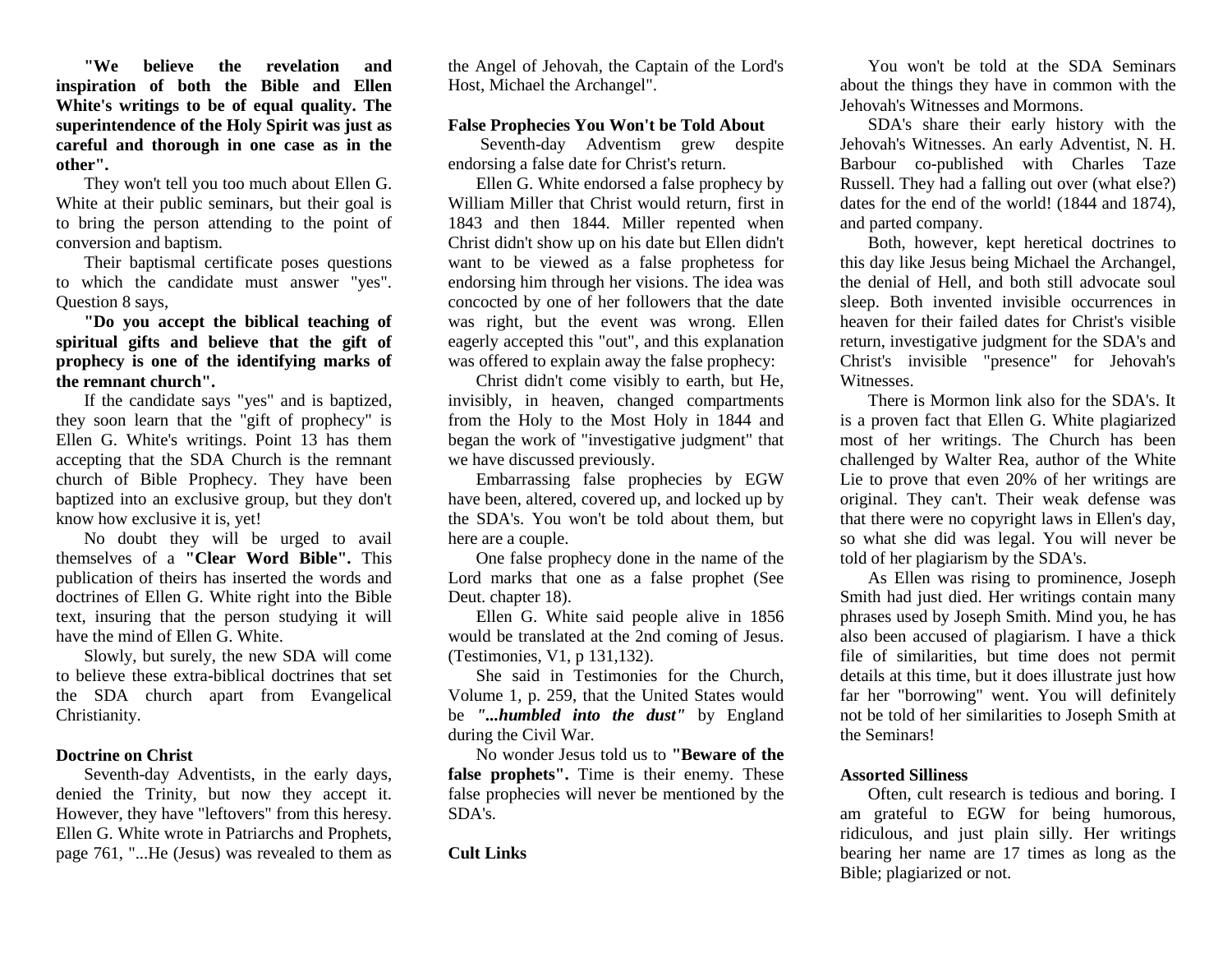**"We believe the revelation and inspiration of both the Bible and Ellen White's writings to be of equal quality. The superintendence of the Holy Spirit was just as careful and thorough in one case as in the other".**

They won't tell you too much about Ellen G. White at their public seminars, but their goal is to bring the person attending to the point of conversion and baptism.

Their baptismal certificate poses questions to which the candidate must answer "yes". Question 8 says,

**"Do you accept the biblical teaching of spiritual gifts and believe that the gift of prophecy is one of the identifying marks of the remnant church".**

If the candidate says "yes" and is baptized, they soon learn that the "gift of prophecy" is Ellen G. White's writings. Point 13 has them accepting that the SDA Church is the remnant church of Bible Prophecy. They have been baptized into an exclusive group, but they don't know how exclusive it is, yet!

No doubt they will be urged to avail themselves of a **"Clear Word Bible".** This publication of theirs has inserted the words and doctrines of Ellen G. White right into the Bible text, insuring that the person studying it will have the mind of Ellen G. White.

Slowly, but surely, the new SDA will come to believe these extra-biblical doctrines that set the SDA church apart from Evangelical Christianity.

**Doctrine on Christ**

Seventh-day Adventists, in the early days, denied the Trinity, but now they accept it. However, they have "leftovers" from this heresy. Ellen G. White wrote in Patriarchs and Prophets, page 761, "...He (Jesus) was revealed to them as the Angel of Jehovah, the Captain of the Lord's Host, Michael the Archangel".

**False Prophecies You Won't be Told About**

Seventh-day Adventism grew despite endorsing a false date for Christ's return.

Ellen G. White endorsed a false prophecy by William Miller that Christ would return, first in 1843 and then 1844. Miller repented when Christ didn't show up on his date but Ellen didn't want to be viewed as a false prophetess for endorsing him through her visions. The idea was concocted by one of her followers that the date was right, but the event was wrong. Ellen eagerly accepted this "out", and this explanation was offered to explain away the false prophecy:

Christ didn't come visibly to earth, but He, invisibly, in heaven, changed compartments from the Holy to the Most Holy in 1844 and began the work of "investigative judgment" that we have discussed previously.

Embarrassing false prophecies by EGW have been, altered, covered up, and locked up by the SDA's. You won't be told about them, but here are a couple.

One false prophecy done in the name of the Lord marks that one as a false prophet (See Deut. chapter 18).

Ellen G. White said people alive in 1856 would be translated at the 2nd coming of Jesus. (Testimonies, V1, p 131,132).

She said in Testimonies for the Church, Volume 1, p. 259, that the United States would be ***"...humbled into the dust"*** by England during the Civil War.

No wonder Jesus told us to **"Beware of the false prophets".** Time is their enemy. These false prophecies will never be mentioned by the SDA's.

**Cult Links**

You won't be told at the SDA Seminars about the things they have in common with the Jehovah's Witnesses and Mormons.

SDA's share their early history with the Jehovah's Witnesses. An early Adventist, N. H. Barbour co-published with Charles Taze Russell. They had a falling out over (what else?) dates for the end of the world! (1844 and 1874), and parted company.

Both, however, kept heretical doctrines to this day like Jesus being Michael the Archangel, the denial of Hell, and both still advocate soul sleep. Both invented invisible occurrences in heaven for their failed dates for Christ's visible return, investigative judgment for the SDA's and Christ's invisible "presence" for Jehovah's Witnesses.

There is Mormon link also for the SDA's. It is a proven fact that Ellen G. White plagiarized most of her writings. The Church has been challenged by Walter Rea, author of the White Lie to prove that even 20% of her writings are original. They can't. Their weak defense was that there were no copyright laws in Ellen's day, so what she did was legal. You will never be told of her plagiarism by the SDA's.

As Ellen was rising to prominence, Joseph Smith had just died. Her writings contain many phrases used by Joseph Smith. Mind you, he has also been accused of plagiarism. I have a thick file of similarities, but time does not permit details at this time, but it does illustrate just how far her "borrowing" went. You will definitely not be told of her similarities to Joseph Smith at the Seminars!

**Assorted Silliness**

Often, cult research is tedious and boring. I am grateful to EGW for being humorous, ridiculous, and just plain silly. Her writings bearing her name are 17 times as long as the Bible; plagiarized or not.